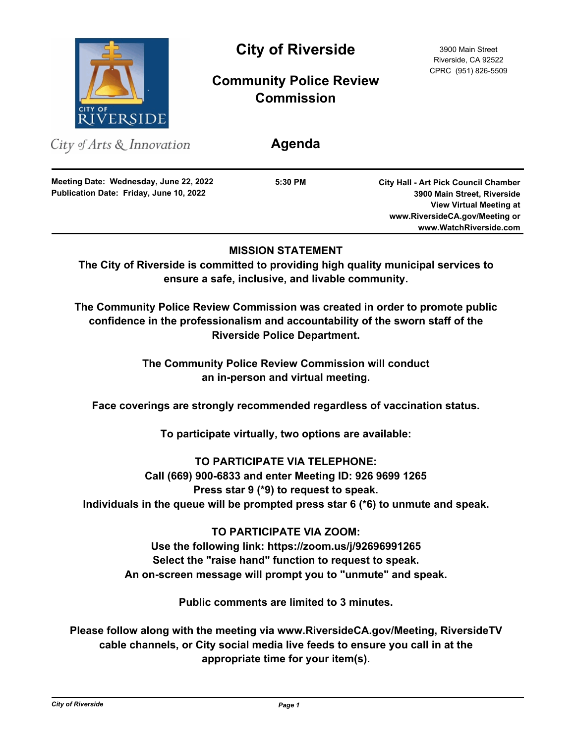# City of Riverside

## Community Police Review Commission

3900 Main Street
Riverside, CA 92522
CPRC (951) 826-5509

*City of Arts & Innovation*

## Agenda

**Meeting Date: Wednesday, June 22, 2022**
**Publication Date: Friday, June 10, 2022**

**5:30 PM**

**City Hall - Art Pick Council Chamber**
**3900 Main Street, Riverside**
**View Virtual Meeting at**
**www.RiversideCA.gov/Meeting or**
**www.WatchRiverside.com**

---

**MISSION STATEMENT**

**The City of Riverside is committed to providing high quality municipal services to ensure a safe, inclusive, and livable community.**

**The Community Police Review Commission was created in order to promote public confidence in the professionalism and accountability of the sworn staff of the Riverside Police Department.**

**The Community Police Review Commission will conduct an in-person and virtual meeting.**

**Face coverings are strongly recommended regardless of vaccination status.**

**To participate virtually, two options are available:**

**TO PARTICIPATE VIA TELEPHONE:**
**Call (669) 900-6833 and enter Meeting ID: 926 9699 1265**
**Press star 9 (*9) to request to speak.**
**Individuals in the queue will be prompted press star 6 (*6) to unmute and speak.**

**TO PARTICIPATE VIA ZOOM:**
**Use the following link: https://zoom.us/j/92696991265**
**Select the "raise hand" function to request to speak.**
**An on-screen message will prompt you to "unmute" and speak.**

**Public comments are limited to 3 minutes.**

**Please follow along with the meeting via www.RiversideCA.gov/Meeting, RiversideTV cable channels, or City social media live feeds to ensure you call in at the appropriate time for your item(s).**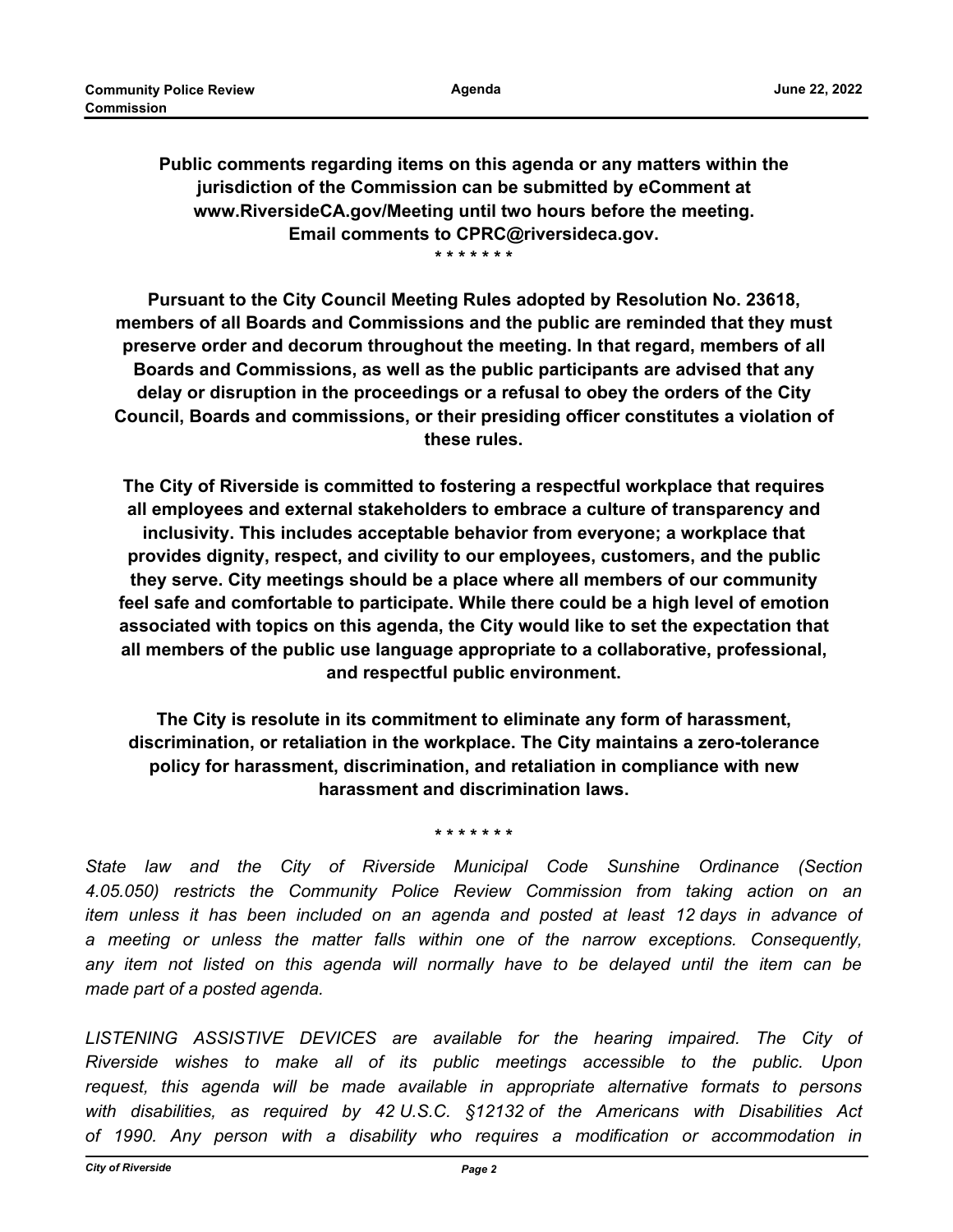**Public comments regarding items on this agenda or any matters within the jurisdiction of the Commission can be submitted by eComment at www.RiversideCA.gov/Meeting until two hours before the meeting. Email comments to CPRC@riversideca.gov.**

\* \* \* \* \* \* \*

**Pursuant to the City Council Meeting Rules adopted by Resolution No. 23618, members of all Boards and Commissions and the public are reminded that they must preserve order and decorum throughout the meeting. In that regard, members of all Boards and Commissions, as well as the public participants are advised that any delay or disruption in the proceedings or a refusal to obey the orders of the City Council, Boards and commissions, or their presiding officer constitutes a violation of these rules.**

**The City of Riverside is committed to fostering a respectful workplace that requires all employees and external stakeholders to embrace a culture of transparency and inclusivity. This includes acceptable behavior from everyone; a workplace that provides dignity, respect, and civility to our employees, customers, and the public they serve. City meetings should be a place where all members of our community feel safe and comfortable to participate. While there could be a high level of emotion associated with topics on this agenda, the City would like to set the expectation that all members of the public use language appropriate to a collaborative, professional, and respectful public environment.**

**The City is resolute in its commitment to eliminate any form of harassment, discrimination, or retaliation in the workplace. The City maintains a zero-tolerance policy for harassment, discrimination, and retaliation in compliance with new harassment and discrimination laws.**

\* \* \* \* \* \* \*

*State law and the City of Riverside Municipal Code Sunshine Ordinance (Section 4.05.050) restricts the Community Police Review Commission from taking action on an item unless it has been included on an agenda and posted at least 12 days in advance of a meeting or unless the matter falls within one of the narrow exceptions. Consequently, any item not listed on this agenda will normally have to be delayed until the item can be made part of a posted agenda.*

*LISTENING ASSISTIVE DEVICES are available for the hearing impaired. The City of Riverside wishes to make all of its public meetings accessible to the public. Upon request, this agenda will be made available in appropriate alternative formats to persons with disabilities, as required by 42 U.S.C. §12132 of the Americans with Disabilities Act of 1990. Any person with a disability who requires a modification or accommodation in*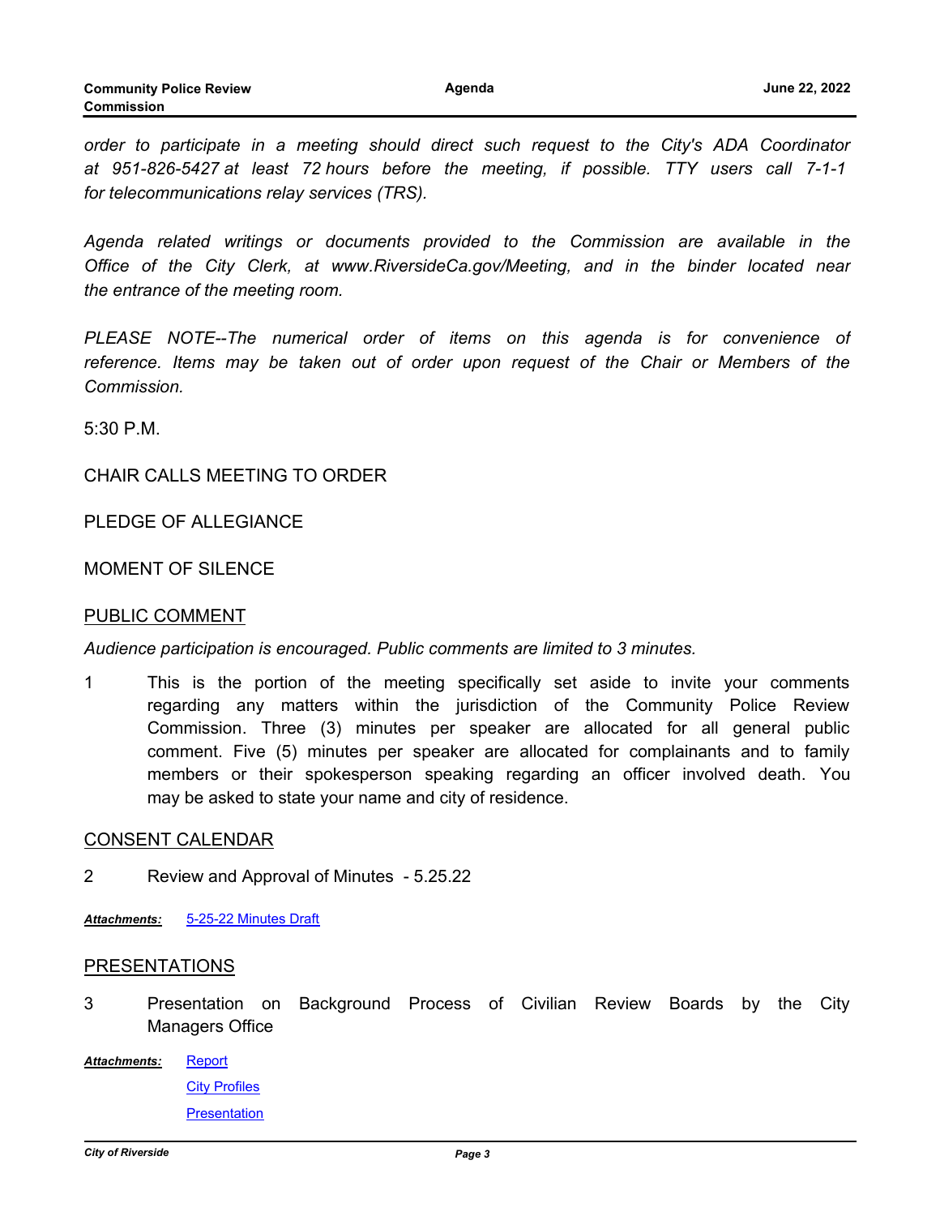*order to participate in a meeting should direct such request to the City's ADA Coordinator at 951-826-5427 at least 72 hours before the meeting, if possible. TTY users call 7-1-1 for telecommunications relay services (TRS).*

*Agenda related writings or documents provided to the Commission are available in the Office of the City Clerk, at www.RiversideCa.gov/Meeting, and in the binder located near the entrance of the meeting room.*

*PLEASE NOTE--The numerical order of items on this agenda is for convenience of reference. Items may be taken out of order upon request of the Chair or Members of the Commission.*

5:30 P.M.

CHAIR CALLS MEETING TO ORDER

PLEDGE OF ALLEGIANCE

MOMENT OF SILENCE

## PUBLIC COMMENT

*Audience participation is encouraged. Public comments are limited to 3 minutes.*

1 This is the portion of the meeting specifically set aside to invite your comments regarding any matters within the jurisdiction of the Community Police Review Commission. Three (3) minutes per speaker are allocated for all general public comment. Five (5) minutes per speaker are allocated for complainants and to family members or their spokesperson speaking regarding an officer involved death. You may be asked to state your name and city of residence.

## CONSENT CALENDAR

2 Review and Approval of Minutes - 5.25.22

***Attachments:*** 5-25-22 Minutes Draft

## PRESENTATIONS

3 Presentation on Background Process of Civilian Review Boards by the City Managers Office

***Attachments:*** Report

City Profiles

Presentation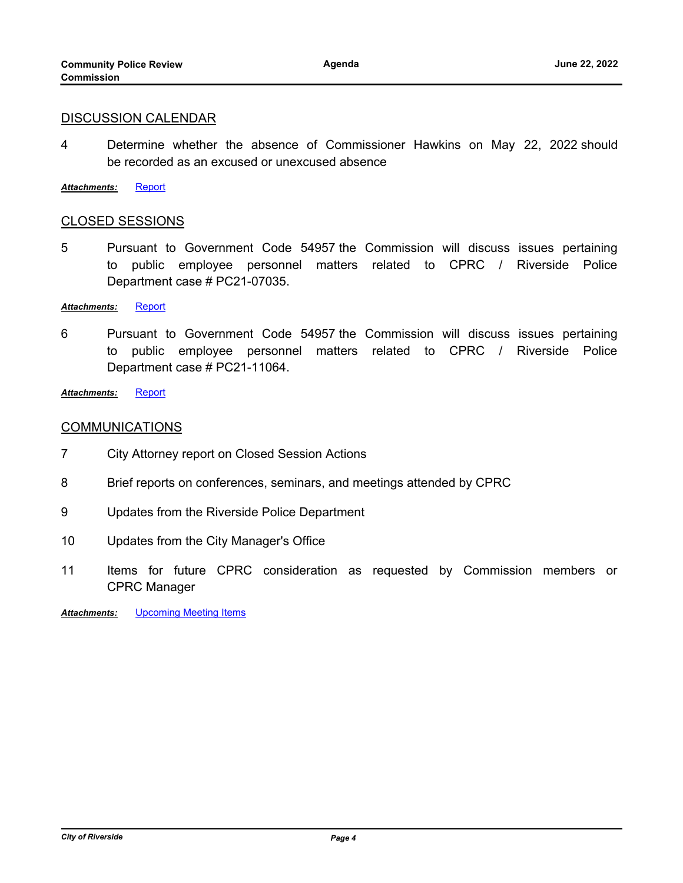## DISCUSSION CALENDAR

4 Determine whether the absence of Commissioner Hawkins on May 22, 2022 should be recorded as an excused or unexcused absence

***Attachments:*** Report

## CLOSED SESSIONS

5 Pursuant to Government Code 54957 the Commission will discuss issues pertaining to public employee personnel matters related to CPRC / Riverside Police Department case # PC21-07035.

***Attachments:*** Report

6 Pursuant to Government Code 54957 the Commission will discuss issues pertaining to public employee personnel matters related to CPRC / Riverside Police Department case # PC21-11064.

***Attachments:*** Report

## COMMUNICATIONS

7 City Attorney report on Closed Session Actions

8 Brief reports on conferences, seminars, and meetings attended by CPRC

9 Updates from the Riverside Police Department

10 Updates from the City Manager's Office

11 Items for future CPRC consideration as requested by Commission members or CPRC Manager

***Attachments:*** Upcoming Meeting Items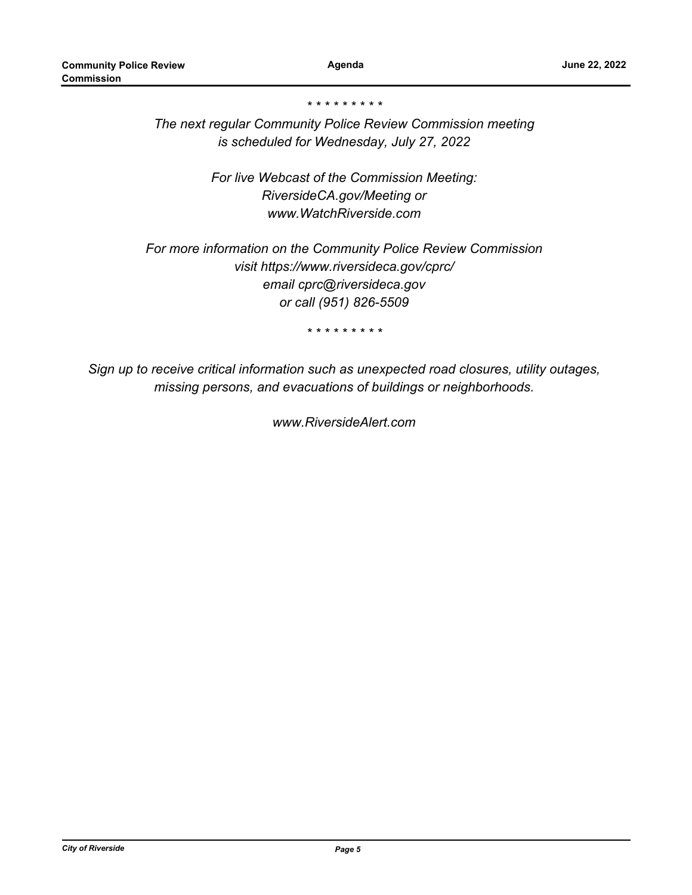\* \* \* \* \* \* \* \* \*

*The next regular Community Police Review Commission meeting is scheduled for Wednesday, July 27, 2022*

*For live Webcast of the Commission Meeting: RiversideCA.gov/Meeting or www.WatchRiverside.com*

*For more information on the Community Police Review Commission visit https://www.riversideca.gov/cprc/ email cprc@riversideca.gov or call (951) 826-5509*

\* \* \* \* \* \* \* \* \*

*Sign up to receive critical information such as unexpected road closures, utility outages, missing persons, and evacuations of buildings or neighborhoods.*

*www.RiversideAlert.com*